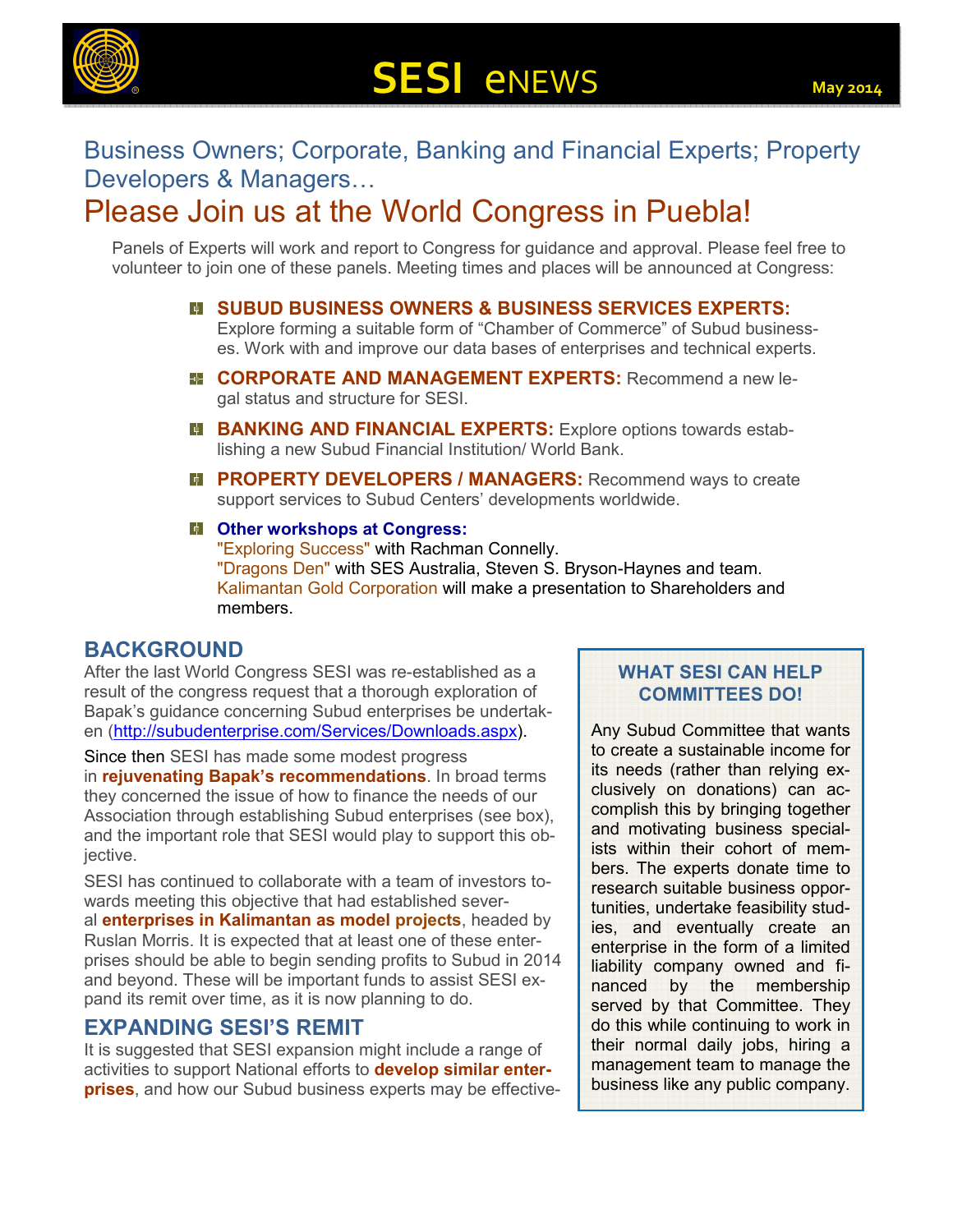# SESI eNEWS

May 2014

## Business Owners; Corporate, Banking and Financial Experts; Property Developers & Managers…

# Please Join us at the World Congress in Puebla!

Panels of Experts will work and report to Congress for guidance and approval. Please feel free to volunteer to join one of these panels. Meeting times and places will be announced at Congress:

- **SUBUD BUSINESS OWNERS & BUSINESS SERVICES EXPERTS:** Explore forming a suitable form of "Chamber of Commerce" of Subud businesses. Work with and improve our data bases of enterprises and technical experts.
- **CORPORATE AND MANAGEMENT EXPERTS:** Recommend a new legal status and structure for SESI.
- **BANKING AND FINANCIAL EXPERTS:** Explore options towards establishing a new Subud Financial Institution/ World Bank.
- **PROPERTY DEVELOPERS / MANAGERS:** Recommend ways to create support services to Subud Centers' developments worldwide.
- **Other workshops at Congress:**
  "Exploring Success" with Rachman Connelly.
  "Dragons Den" with SES Australia, Steven S. Bryson-Haynes and team.
  Kalimantan Gold Corporation will make a presentation to Shareholders and members.

## BACKGROUND

After the last World Congress SESI was re-established as a result of the congress request that a thorough exploration of Bapak's guidance concerning Subud enterprises be undertaken (http://subudenterprise.com/Services/Downloads.aspx).

Since then SESI has made some modest progress in **rejuvenating Bapak's recommendations**. In broad terms they concerned the issue of how to finance the needs of our Association through establishing Subud enterprises (see box), and the important role that SESI would play to support this objective.

SESI has continued to collaborate with a team of investors towards meeting this objective that had established several **enterprises in Kalimantan as model projects**, headed by Ruslan Morris. It is expected that at least one of these enterprises should be able to begin sending profits to Subud in 2014 and beyond. These will be important funds to assist SESI expand its remit over time, as it is now planning to do.

## EXPANDING SESI'S REMIT

It is suggested that SESI expansion might include a range of activities to support National efforts to **develop similar enterprises**, and how our Subud business experts may be effective-

### WHAT SESI CAN HELP COMMITTEES DO!

Any Subud Committee that wants to create a sustainable income for its needs (rather than relying exclusively on donations) can accomplish this by bringing together and motivating business specialists within their cohort of members. The experts donate time to research suitable business opportunities, undertake feasibility studies, and eventually create an enterprise in the form of a limited liability company owned and financed by the membership served by that Committee. They do this while continuing to work in their normal daily jobs, hiring a management team to manage the business like any public company.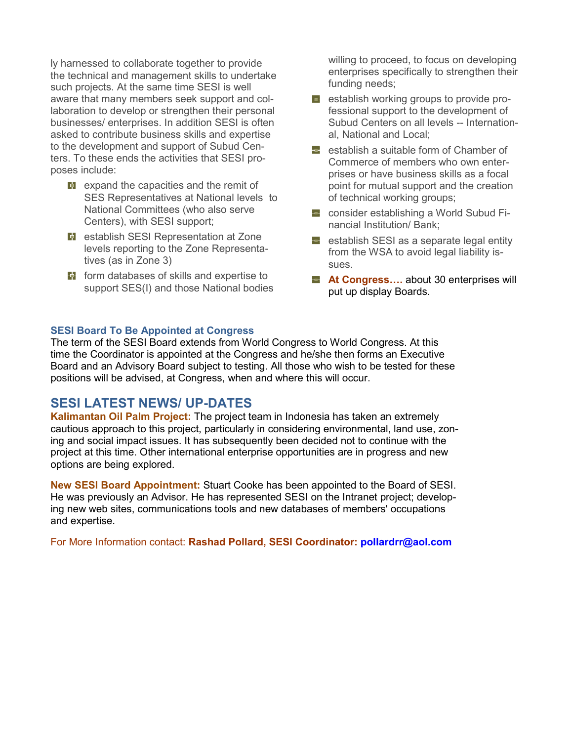ly harnessed to collaborate together to provide the technical and management skills to undertake such projects. At the same time SESI is well aware that many members seek support and collaboration to develop or strengthen their personal businesses/ enterprises. In addition SESI is often asked to contribute business skills and expertise to the development and support of Subud Centers. To these ends the activities that SESI proposes include:

- expand the capacities and the remit of SES Representatives at National levels to National Committees (who also serve Centers), with SESI support;
- establish SESI Representation at Zone levels reporting to the Zone Representatives (as in Zone 3)
- form databases of skills and expertise to support SES(I) and those National bodies willing to proceed, to focus on developing enterprises specifically to strengthen their funding needs;
- establish working groups to provide professional support to the development of Subud Centers on all levels -- International, National and Local;
- establish a suitable form of Chamber of Commerce of members who own enterprises or have business skills as a focal point for mutual support and the creation of technical working groups;
- consider establishing a World Subud Financial Institution/ Bank;
- establish SESI as a separate legal entity from the WSA to avoid legal liability issues.
- **At Congress….** about 30 enterprises will put up display Boards.

### SESI Board To Be Appointed at Congress

The term of the SESI Board extends from World Congress to World Congress. At this time the Coordinator is appointed at the Congress and he/she then forms an Executive Board and an Advisory Board subject to testing. All those who wish to be tested for these positions will be advised, at Congress, when and where this will occur.

## SESI LATEST NEWS/ UP-DATES

**Kalimantan Oil Palm Project:** The project team in Indonesia has taken an extremely cautious approach to this project, particularly in considering environmental, land use, zoning and social impact issues. It has subsequently been decided not to continue with the project at this time. Other international enterprise opportunities are in progress and new options are being explored.

**New SESI Board Appointment:** Stuart Cooke has been appointed to the Board of SESI. He was previously an Advisor. He has represented SESI on the Intranet project; developing new web sites, communications tools and new databases of members' occupations and expertise.

For More Information contact: **Rashad Pollard, SESI Coordinator: pollardrr@aol.com**